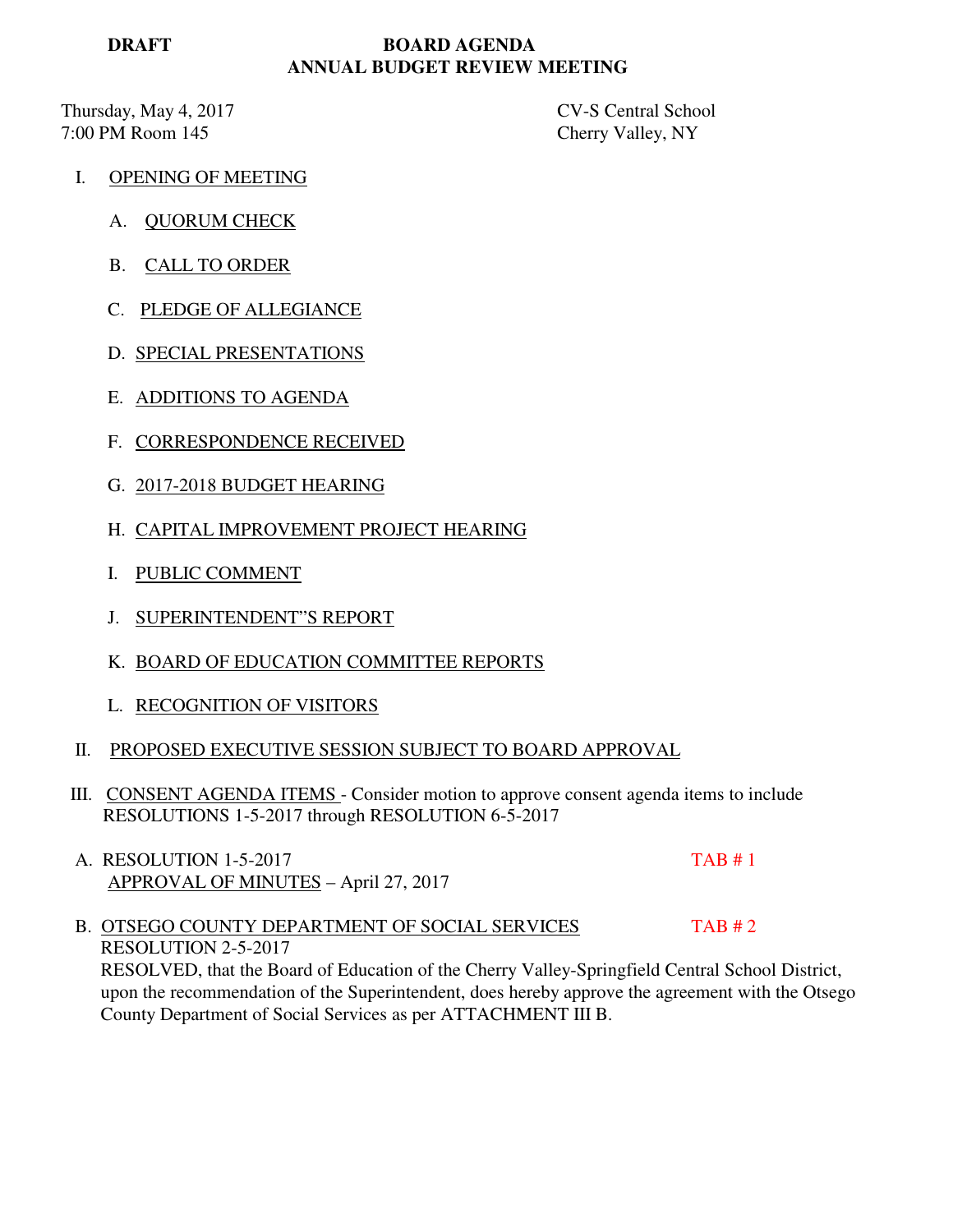**DRAFT**

# BOARD AGENDA
# ANNUAL BUDGET REVIEW MEETING

Thursday, May 4, 2017
7:00 PM Room 145

CV-S Central School
Cherry Valley, NY

I. OPENING OF MEETING

   A. QUORUM CHECK

   B. CALL TO ORDER

   C. PLEDGE OF ALLEGIANCE

   D. SPECIAL PRESENTATIONS

   E. ADDITIONS TO AGENDA

   F. CORRESPONDENCE RECEIVED

   G. 2017-2018 BUDGET HEARING

   H. CAPITAL IMPROVEMENT PROJECT HEARING

   I. PUBLIC COMMENT

   J. SUPERINTENDENT"S REPORT

   K. BOARD OF EDUCATION COMMITTEE REPORTS

   L. RECOGNITION OF VISITORS

II. PROPOSED EXECUTIVE SESSION SUBJECT TO BOARD APPROVAL

III. CONSENT AGENDA ITEMS - Consider motion to approve consent agenda items to include RESOLUTIONS 1-5-2017 through RESOLUTION 6-5-2017

A. RESOLUTION 1-5-2017 — TAB # 1
   APPROVAL OF MINUTES – April 27, 2017

B. OTSEGO COUNTY DEPARTMENT OF SOCIAL SERVICES — TAB # 2
   RESOLUTION 2-5-2017
   RESOLVED, that the Board of Education of the Cherry Valley-Springfield Central School District, upon the recommendation of the Superintendent, does hereby approve the agreement with the Otsego County Department of Social Services as per ATTACHMENT III B.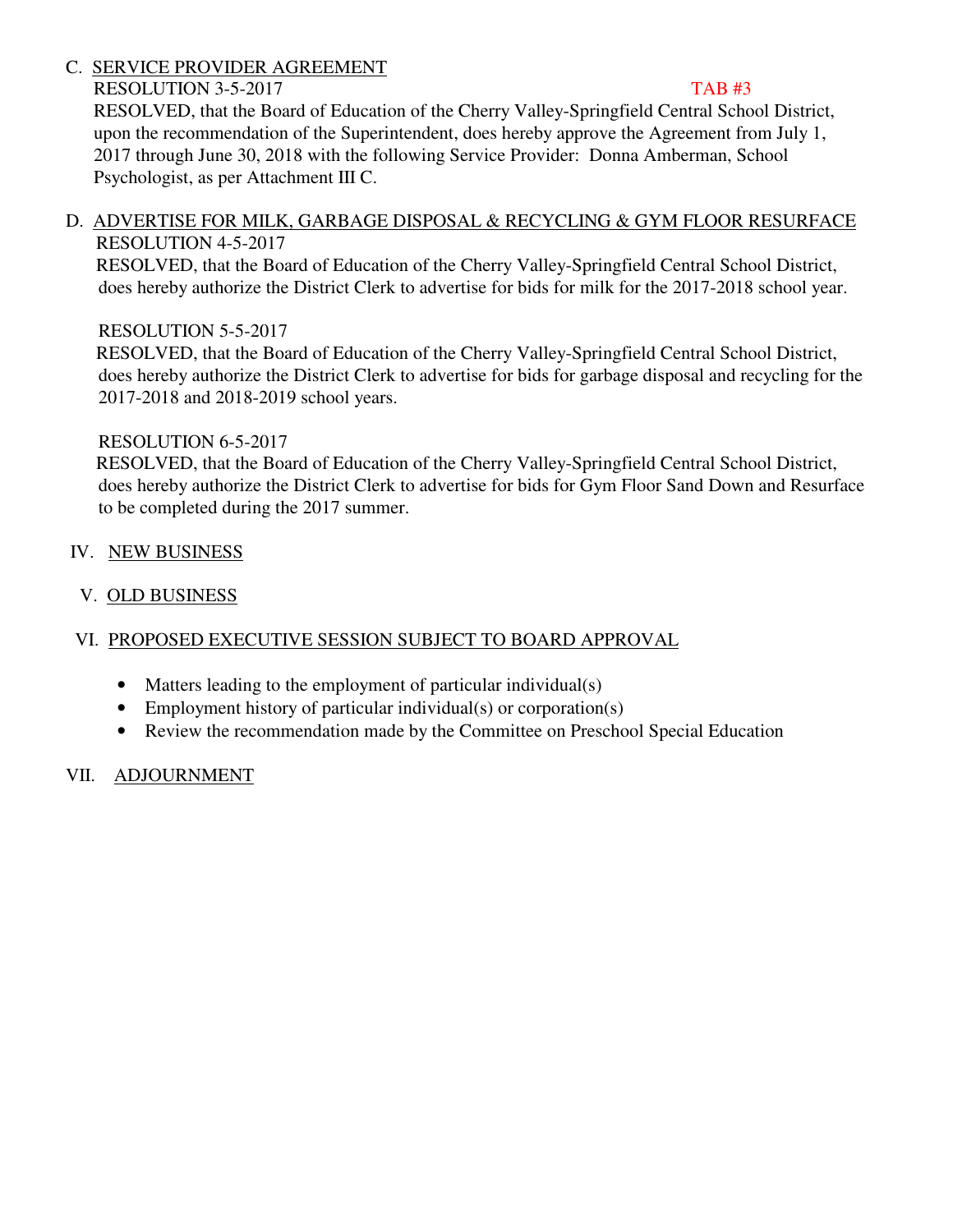C. SERVICE PROVIDER AGREEMENT

RESOLUTION 3-5-2017 TAB #3

RESOLVED, that the Board of Education of the Cherry Valley-Springfield Central School District, upon the recommendation of the Superintendent, does hereby approve the Agreement from July 1, 2017 through June 30, 2018 with the following Service Provider: Donna Amberman, School Psychologist, as per Attachment III C.

D. ADVERTISE FOR MILK, GARBAGE DISPOSAL & RECYCLING & GYM FLOOR RESURFACE

RESOLUTION 4-5-2017

RESOLVED, that the Board of Education of the Cherry Valley-Springfield Central School District, does hereby authorize the District Clerk to advertise for bids for milk for the 2017-2018 school year.

RESOLUTION 5-5-2017

RESOLVED, that the Board of Education of the Cherry Valley-Springfield Central School District, does hereby authorize the District Clerk to advertise for bids for garbage disposal and recycling for the 2017-2018 and 2018-2019 school years.

RESOLUTION 6-5-2017

RESOLVED, that the Board of Education of the Cherry Valley-Springfield Central School District, does hereby authorize the District Clerk to advertise for bids for Gym Floor Sand Down and Resurface to be completed during the 2017 summer.

IV. NEW BUSINESS

V. OLD BUSINESS

VI. PROPOSED EXECUTIVE SESSION SUBJECT TO BOARD APPROVAL

- Matters leading to the employment of particular individual(s)
- Employment history of particular individual(s) or corporation(s)
- Review the recommendation made by the Committee on Preschool Special Education

VII. ADJOURNMENT